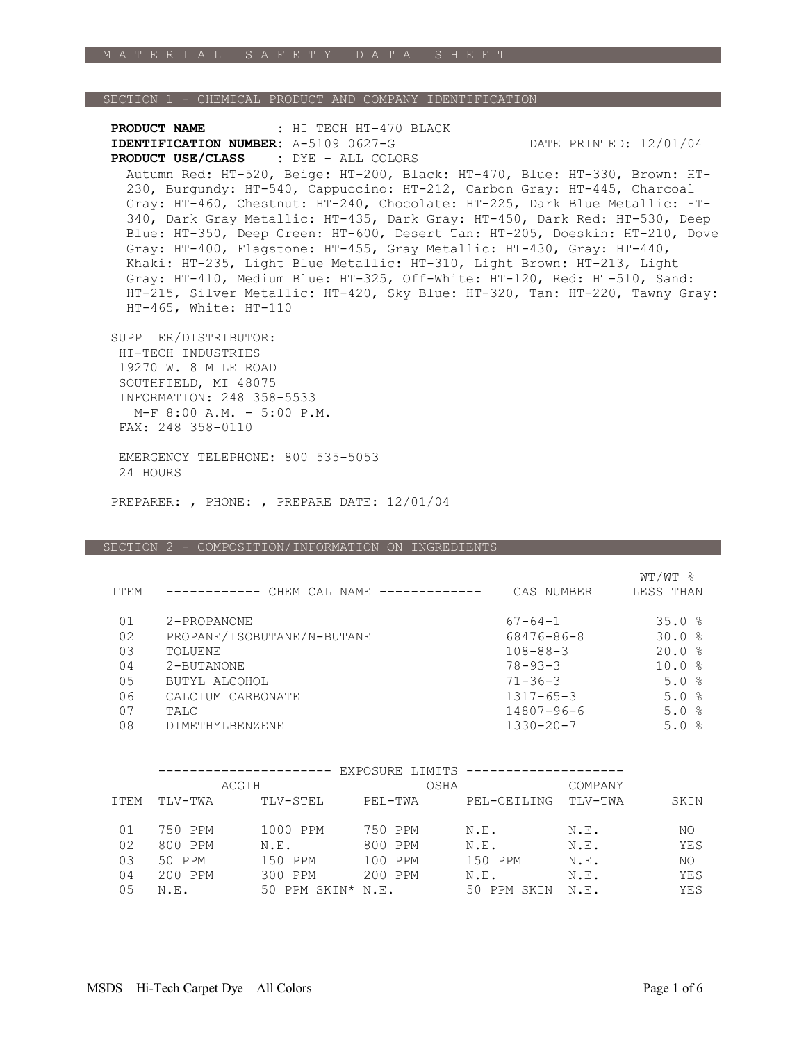# MATERIAL SAFETY DATA SHEET

## SECTION 1 - CHEMICAL PRODUCT AND COMPANY IDENTIFICATION

**PRODUCT NAME** : HI TECH HT-470 BLACK
**IDENTIFICATION NUMBER**: A-5109 0627-G DATE PRINTED: 12/01/04
**PRODUCT USE/CLASS** : DYE - ALL COLORS

Autumn Red: HT-520, Beige: HT-200, Black: HT-470, Blue: HT-330, Brown: HT-230, Burgundy: HT-540, Cappuccino: HT-212, Carbon Gray: HT-445, Charcoal Gray: HT-460, Chestnut: HT-240, Chocolate: HT-225, Dark Blue Metallic: HT-340, Dark Gray Metallic: HT-435, Dark Gray: HT-450, Dark Red: HT-530, Deep Blue: HT-350, Deep Green: HT-600, Desert Tan: HT-205, Doeskin: HT-210, Dove Gray: HT-400, Flagstone: HT-455, Gray Metallic: HT-430, Gray: HT-440, Khaki: HT-235, Light Blue Metallic: HT-310, Light Brown: HT-213, Light Gray: HT-410, Medium Blue: HT-325, Off-White: HT-120, Red: HT-510, Sand: HT-215, Silver Metallic: HT-420, Sky Blue: HT-320, Tan: HT-220, Tawny Gray: HT-465, White: HT-110

SUPPLIER/DISTRIBUTOR:
HI-TECH INDUSTRIES
19270 W. 8 MILE ROAD
SOUTHFIELD, MI 48075
INFORMATION: 248 358-5533
M-F 8:00 A.M. - 5:00 P.M.
FAX: 248 358-0110

EMERGENCY TELEPHONE: 800 535-5053
24 HOURS

PREPARER: , PHONE: , PREPARE DATE: 12/01/04

## SECTION 2 - COMPOSITION/INFORMATION ON INGREDIENTS

| ITEM | CHEMICAL NAME | CAS NUMBER | WT/WT % LESS THAN |
|---|---|---|---|
| 01 | 2-PROPANONE | 67-64-1 | 35.0 % |
| 02 | PROPANE/ISOBUTANE/N-BUTANE | 68476-86-8 | 30.0 % |
| 03 | TOLUENE | 108-88-3 | 20.0 % |
| 04 | 2-BUTANONE | 78-93-3 | 10.0 % |
| 05 | BUTYL ALCOHOL | 71-36-3 | 5.0 % |
| 06 | CALCIUM CARBONATE | 1317-65-3 | 5.0 % |
| 07 | TALC | 14807-96-6 | 5.0 % |
| 08 | DIMETHYLBENZENE | 1330-20-7 | 5.0 % |

| | EXPOSURE LIMITS | | | | | |
|---|---|---|---|---|---|---|
| | ACGIH | | OSHA | | COMPANY | |
| ITEM | TLV-TWA | TLV-STEL | PEL-TWA | PEL-CEILING | TLV-TWA | SKIN |
| 01 | 750 PPM | 1000 PPM | 750 PPM | N.E. | N.E. | NO |
| 02 | 800 PPM | N.E. | 800 PPM | N.E. | N.E. | YES |
| 03 | 50 PPM | 150 PPM | 100 PPM | 150 PPM | N.E. | NO |
| 04 | 200 PPM | 300 PPM | 200 PPM | N.E. | N.E. | YES |
| 05 | N.E. | 50 PPM SKIN* | N.E. | 50 PPM SKIN | N.E. | YES |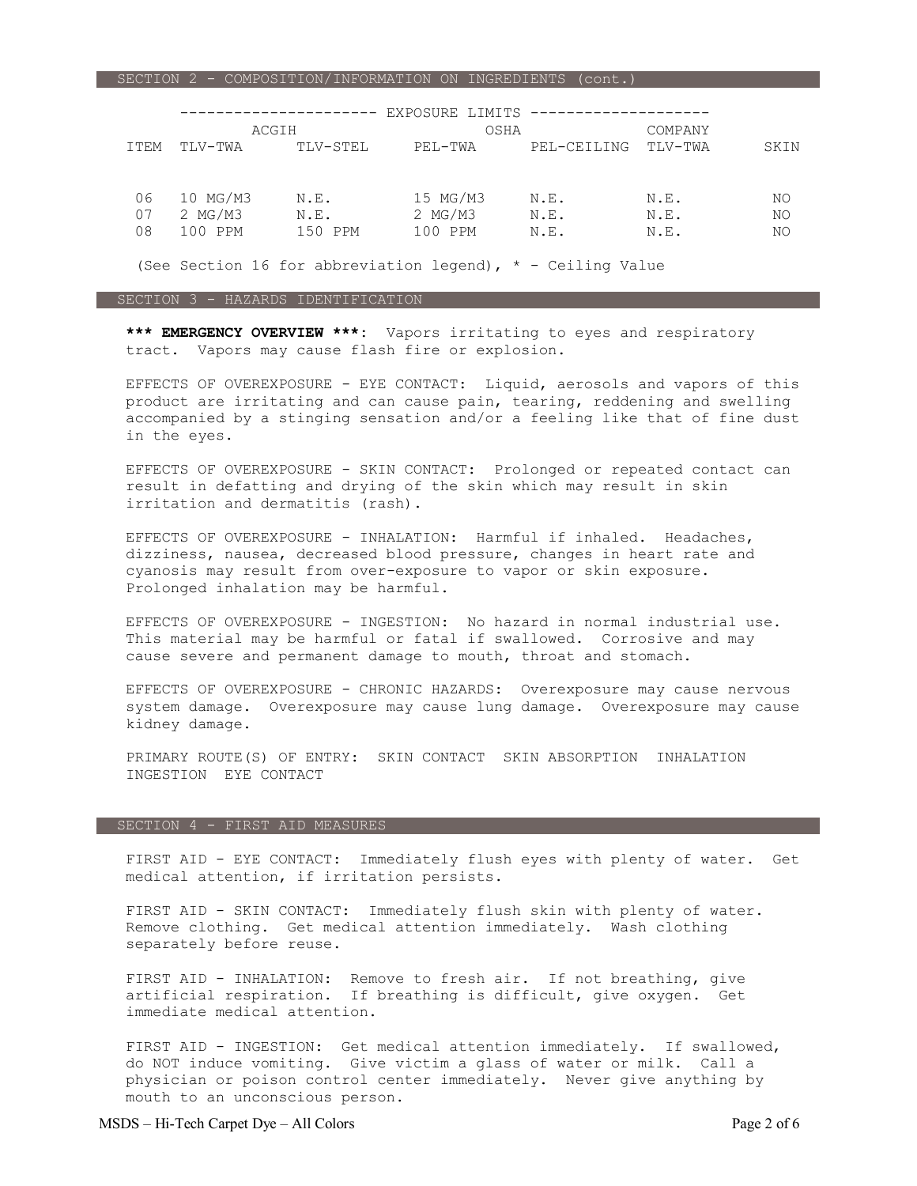## SECTION 2 - COMPOSITION/INFORMATION ON INGREDIENTS (cont.)

| | EXPOSURE LIMITS | | | | | |
|---|---|---|---|---|---|---|
| | ACGIH | | OSHA | | COMPANY | |
| ITEM | TLV-TWA | TLV-STEL | PEL-TWA | PEL-CEILING | TLV-TWA | SKIN |
| 06 | 10 MG/M3 | N.E. | 15 MG/M3 | N.E. | N.E. | NO |
| 07 | 2 MG/M3 | N.E. | 2 MG/M3 | N.E. | N.E. | NO |
| 08 | 100 PPM | 150 PPM | 100 PPM | N.E. | N.E. | NO |

(See Section 16 for abbreviation legend), * - Ceiling Value

## SECTION 3 - HAZARDS IDENTIFICATION

**\*\*\* EMERGENCY OVERVIEW \*\*\***: Vapors irritating to eyes and respiratory tract. Vapors may cause flash fire or explosion.

EFFECTS OF OVEREXPOSURE - EYE CONTACT: Liquid, aerosols and vapors of this product are irritating and can cause pain, tearing, reddening and swelling accompanied by a stinging sensation and/or a feeling like that of fine dust in the eyes.

EFFECTS OF OVEREXPOSURE - SKIN CONTACT: Prolonged or repeated contact can result in defatting and drying of the skin which may result in skin irritation and dermatitis (rash).

EFFECTS OF OVEREXPOSURE - INHALATION: Harmful if inhaled. Headaches, dizziness, nausea, decreased blood pressure, changes in heart rate and cyanosis may result from over-exposure to vapor or skin exposure. Prolonged inhalation may be harmful.

EFFECTS OF OVEREXPOSURE - INGESTION: No hazard in normal industrial use. This material may be harmful or fatal if swallowed. Corrosive and may cause severe and permanent damage to mouth, throat and stomach.

EFFECTS OF OVEREXPOSURE - CHRONIC HAZARDS: Overexposure may cause nervous system damage. Overexposure may cause lung damage. Overexposure may cause kidney damage.

PRIMARY ROUTE(S) OF ENTRY: SKIN CONTACT SKIN ABSORPTION INHALATION INGESTION EYE CONTACT

## SECTION 4 - FIRST AID MEASURES

FIRST AID - EYE CONTACT: Immediately flush eyes with plenty of water. Get medical attention, if irritation persists.

FIRST AID - SKIN CONTACT: Immediately flush skin with plenty of water. Remove clothing. Get medical attention immediately. Wash clothing separately before reuse.

FIRST AID - INHALATION: Remove to fresh air. If not breathing, give artificial respiration. If breathing is difficult, give oxygen. Get immediate medical attention.

FIRST AID - INGESTION: Get medical attention immediately. If swallowed, do NOT induce vomiting. Give victim a glass of water or milk. Call a physician or poison control center immediately. Never give anything by mouth to an unconscious person.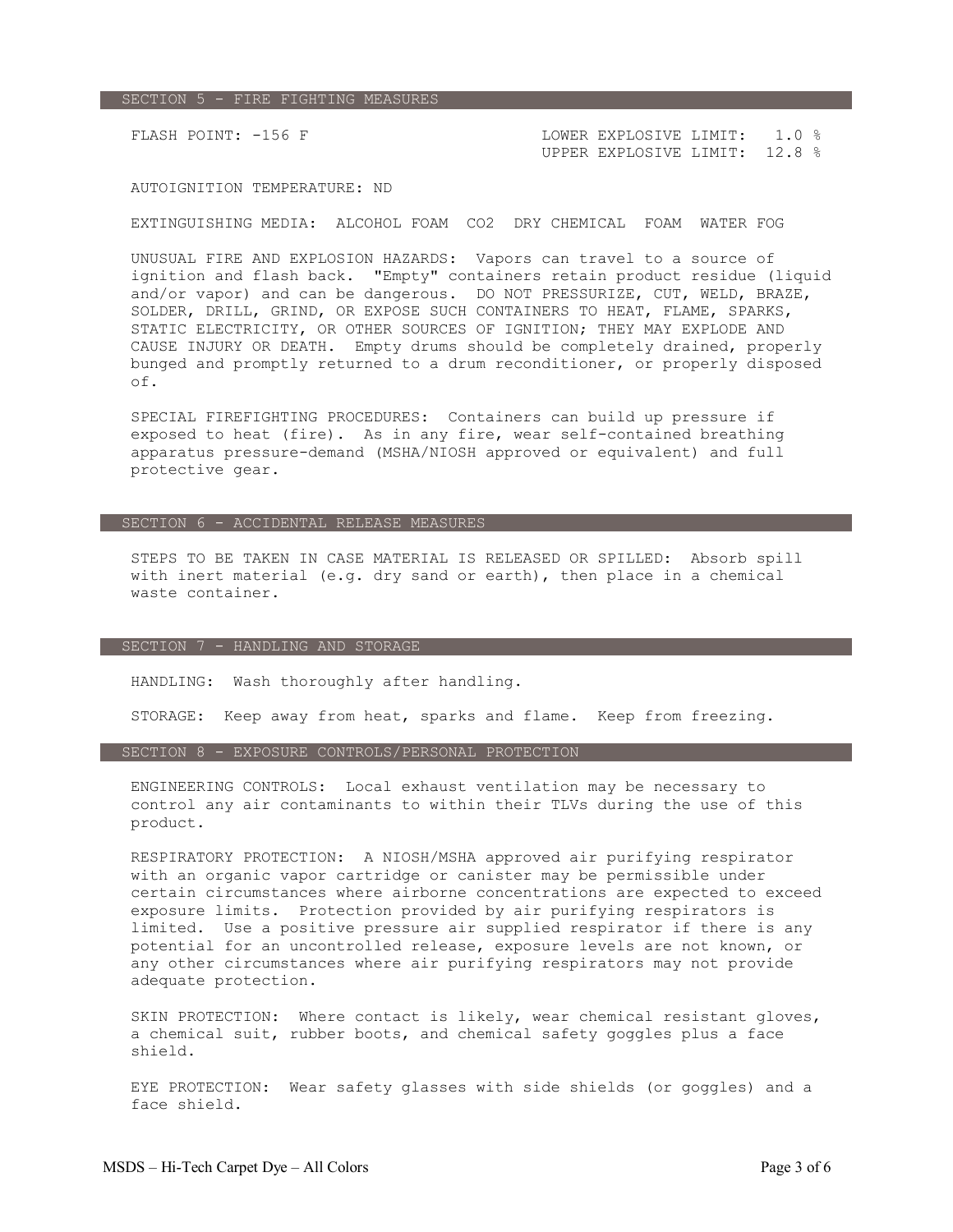## SECTION 5 - FIRE FIGHTING MEASURES

FLASH POINT: -156 F

LOWER EXPLOSIVE LIMIT: 1.0 %
UPPER EXPLOSIVE LIMIT: 12.8 %

AUTOIGNITION TEMPERATURE: ND

EXTINGUISHING MEDIA: ALCOHOL FOAM CO2 DRY CHEMICAL FOAM WATER FOG

UNUSUAL FIRE AND EXPLOSION HAZARDS: Vapors can travel to a source of ignition and flash back. "Empty" containers retain product residue (liquid and/or vapor) and can be dangerous. DO NOT PRESSURIZE, CUT, WELD, BRAZE, SOLDER, DRILL, GRIND, OR EXPOSE SUCH CONTAINERS TO HEAT, FLAME, SPARKS, STATIC ELECTRICITY, OR OTHER SOURCES OF IGNITION; THEY MAY EXPLODE AND CAUSE INJURY OR DEATH. Empty drums should be completely drained, properly bunged and promptly returned to a drum reconditioner, or properly disposed of.

SPECIAL FIREFIGHTING PROCEDURES: Containers can build up pressure if exposed to heat (fire). As in any fire, wear self-contained breathing apparatus pressure-demand (MSHA/NIOSH approved or equivalent) and full protective gear.

## SECTION 6 - ACCIDENTAL RELEASE MEASURES

STEPS TO BE TAKEN IN CASE MATERIAL IS RELEASED OR SPILLED: Absorb spill with inert material (e.g. dry sand or earth), then place in a chemical waste container.

## SECTION 7 - HANDLING AND STORAGE

HANDLING: Wash thoroughly after handling.

STORAGE: Keep away from heat, sparks and flame. Keep from freezing.

## SECTION 8 - EXPOSURE CONTROLS/PERSONAL PROTECTION

ENGINEERING CONTROLS: Local exhaust ventilation may be necessary to control any air contaminants to within their TLVs during the use of this product.

RESPIRATORY PROTECTION: A NIOSH/MSHA approved air purifying respirator with an organic vapor cartridge or canister may be permissible under certain circumstances where airborne concentrations are expected to exceed exposure limits. Protection provided by air purifying respirators is limited. Use a positive pressure air supplied respirator if there is any potential for an uncontrolled release, exposure levels are not known, or any other circumstances where air purifying respirators may not provide adequate protection.

SKIN PROTECTION: Where contact is likely, wear chemical resistant gloves, a chemical suit, rubber boots, and chemical safety goggles plus a face shield.

EYE PROTECTION: Wear safety glasses with side shields (or goggles) and a face shield.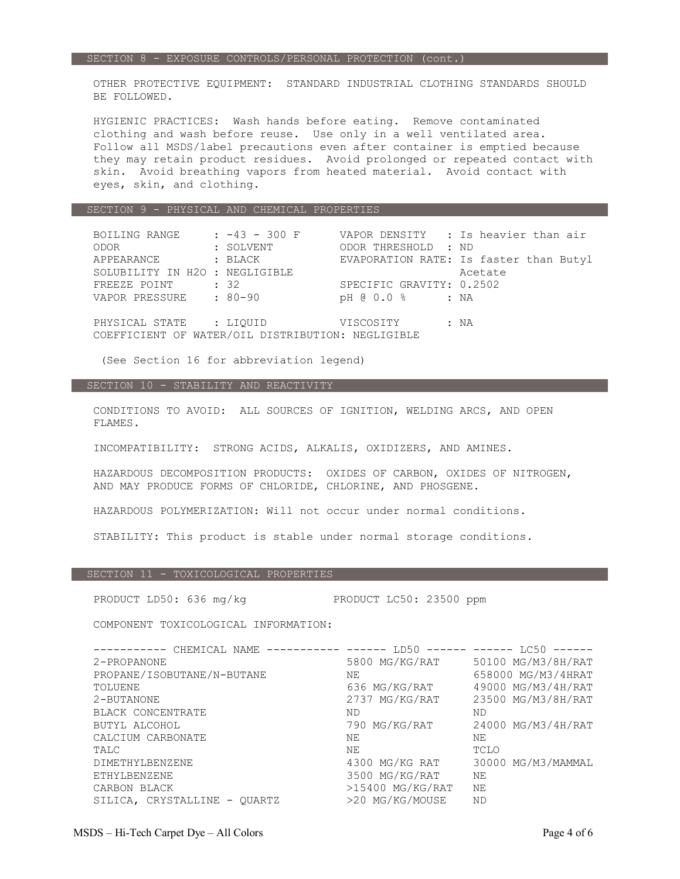## SECTION 8 - EXPOSURE CONTROLS/PERSONAL PROTECTION (cont.)

OTHER PROTECTIVE EQUIPMENT: STANDARD INDUSTRIAL CLOTHING STANDARDS SHOULD BE FOLLOWED.

HYGIENIC PRACTICES: Wash hands before eating. Remove contaminated clothing and wash before reuse. Use only in a well ventilated area. Follow all MSDS/label precautions even after container is emptied because they may retain product residues. Avoid prolonged or repeated contact with skin. Avoid breathing vapors from heated material. Avoid contact with eyes, skin, and clothing.

## SECTION 9 - PHYSICAL AND CHEMICAL PROPERTIES

| | | | |
|---|---|---|---|
| BOILING RANGE | : -43 - 300 F | VAPOR DENSITY | : Is heavier than air |
| ODOR | : SOLVENT | ODOR THRESHOLD | : ND |
| APPEARANCE | : BLACK | EVAPORATION RATE: | Is faster than Butyl Acetate |
| SOLUBILITY IN H2O | : NEGLIGIBLE | | |
| FREEZE POINT | : 32 | SPECIFIC GRAVITY: | 0.2502 |
| VAPOR PRESSURE | : 80-90 | pH @ 0.0 % | : NA |
| PHYSICAL STATE | : LIQUID | VISCOSITY | : NA |

COEFFICIENT OF WATER/OIL DISTRIBUTION: NEGLIGIBLE

(See Section 16 for abbreviation legend)

## SECTION 10 - STABILITY AND REACTIVITY

CONDITIONS TO AVOID: ALL SOURCES OF IGNITION, WELDING ARCS, AND OPEN FLAMES.

INCOMPATIBILITY: STRONG ACIDS, ALKALIS, OXIDIZERS, AND AMINES.

HAZARDOUS DECOMPOSITION PRODUCTS: OXIDES OF CARBON, OXIDES OF NITROGEN, AND MAY PRODUCE FORMS OF CHLORIDE, CHLORINE, AND PHOSGENE.

HAZARDOUS POLYMERIZATION: Will not occur under normal conditions.

STABILITY: This product is stable under normal storage conditions.

## SECTION 11 - TOXICOLOGICAL PROPERTIES

PRODUCT LD50: 636 mg/kg PRODUCT LC50: 23500 ppm

COMPONENT TOXICOLOGICAL INFORMATION:

| CHEMICAL NAME | LD50 | LC50 |
|---|---|---|
| 2-PROPANONE | 5800 MG/KG/RAT | 50100 MG/M3/8H/RAT |
| PROPANE/ISOBUTANE/N-BUTANE | NE | 658000 MG/M3/4HRAT |
| TOLUENE | 636 MG/KG/RAT | 49000 MG/M3/4H/RAT |
| 2-BUTANONE | 2737 MG/KG/RAT | 23500 MG/M3/8H/RAT |
| BLACK CONCENTRATE | ND | ND |
| BUTYL ALCOHOL | 790 MG/KG/RAT | 24000 MG/M3/4H/RAT |
| CALCIUM CARBONATE | NE | NE |
| TALC | NE | TCLO |
| DIMETHYLBENZENE | 4300 MG/KG RAT | 30000 MG/M3/MAMMAL |
| ETHYLBENZENE | 3500 MG/KG/RAT | NE |
| CARBON BLACK | >15400 MG/KG/RAT | NE |
| SILICA, CRYSTALLINE - QUARTZ | >20 MG/KG/MOUSE | ND |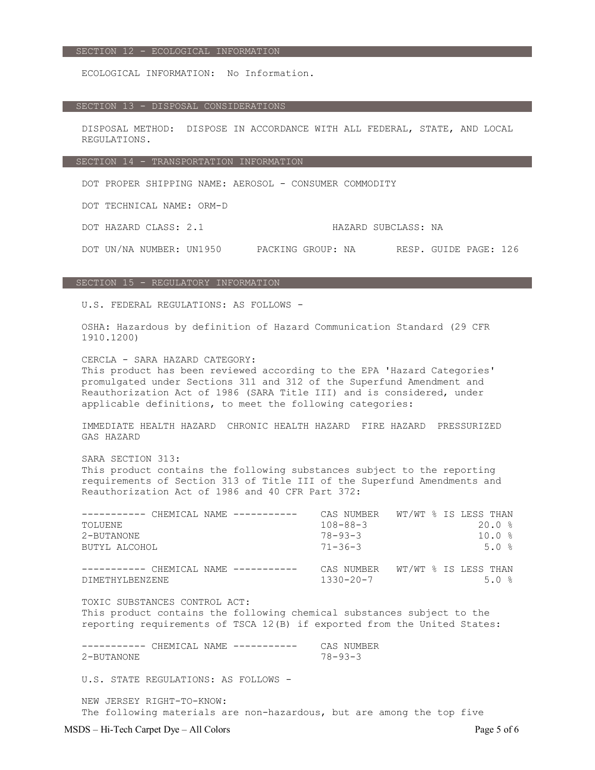## SECTION 12 - ECOLOGICAL INFORMATION

ECOLOGICAL INFORMATION: No Information.

## SECTION 13 - DISPOSAL CONSIDERATIONS

DISPOSAL METHOD: DISPOSE IN ACCORDANCE WITH ALL FEDERAL, STATE, AND LOCAL REGULATIONS.

## SECTION 14 - TRANSPORTATION INFORMATION

DOT PROPER SHIPPING NAME: AEROSOL - CONSUMER COMMODITY

DOT TECHNICAL NAME: ORM-D

DOT HAZARD CLASS: 2.1 HAZARD SUBCLASS: NA

DOT UN/NA NUMBER: UN1950 PACKING GROUP: NA RESP. GUIDE PAGE: 126

## SECTION 15 - REGULATORY INFORMATION

U.S. FEDERAL REGULATIONS: AS FOLLOWS -

OSHA: Hazardous by definition of Hazard Communication Standard (29 CFR 1910.1200)

CERCLA - SARA HAZARD CATEGORY:
This product has been reviewed according to the EPA 'Hazard Categories' promulgated under Sections 311 and 312 of the Superfund Amendment and Reauthorization Act of 1986 (SARA Title III) and is considered, under applicable definitions, to meet the following categories:

IMMEDIATE HEALTH HAZARD CHRONIC HEALTH HAZARD FIRE HAZARD PRESSURIZED GAS HAZARD

SARA SECTION 313:
This product contains the following substances subject to the reporting requirements of Section 313 of Title III of the Superfund Amendments and Reauthorization Act of 1986 and 40 CFR Part 372:

| CHEMICAL NAME | CAS NUMBER | WT/WT % IS LESS THAN |
|---|---|---|
| TOLUENE | 108-88-3 | 20.0 % |
| 2-BUTANONE | 78-93-3 | 10.0 % |
| BUTYL ALCOHOL | 71-36-3 | 5.0 % |

| CHEMICAL NAME | CAS NUMBER | WT/WT % IS LESS THAN |
|---|---|---|
| DIMETHYLBENZENE | 1330-20-7 | 5.0 % |

TOXIC SUBSTANCES CONTROL ACT:
This product contains the following chemical substances subject to the reporting requirements of TSCA 12(B) if exported from the United States:

| CHEMICAL NAME | CAS NUMBER |
|---|---|
| 2-BUTANONE | 78-93-3 |

U.S. STATE REGULATIONS: AS FOLLOWS -

NEW JERSEY RIGHT-TO-KNOW:
The following materials are non-hazardous, but are among the top five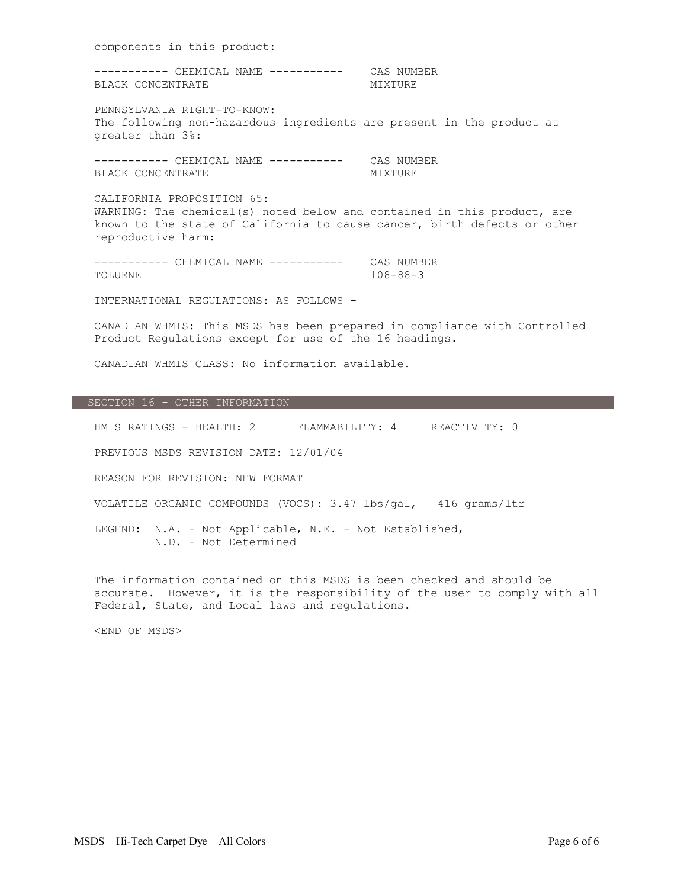components in this product:

| ----------- CHEMICAL NAME ----------- | CAS NUMBER |
| --- | --- |
| BLACK CONCENTRATE | MIXTURE |

PENNSYLVANIA RIGHT-TO-KNOW:
The following non-hazardous ingredients are present in the product at greater than 3%:

| ----------- CHEMICAL NAME ----------- | CAS NUMBER |
| --- | --- |
| BLACK CONCENTRATE | MIXTURE |

CALIFORNIA PROPOSITION 65:
WARNING: The chemical(s) noted below and contained in this product, are known to the state of California to cause cancer, birth defects or other reproductive harm:

| ----------- CHEMICAL NAME ----------- | CAS NUMBER |
| --- | --- |
| TOLUENE | 108-88-3 |

INTERNATIONAL REGULATIONS: AS FOLLOWS -

CANADIAN WHMIS: This MSDS has been prepared in compliance with Controlled Product Regulations except for use of the 16 headings.

CANADIAN WHMIS CLASS: No information available.

## SECTION 16 - OTHER INFORMATION

HMIS RATINGS - HEALTH: 2 FLAMMABILITY: 4 REACTIVITY: 0

PREVIOUS MSDS REVISION DATE: 12/01/04

REASON FOR REVISION: NEW FORMAT

VOLATILE ORGANIC COMPOUNDS (VOCS): 3.47 lbs/gal, 416 grams/ltr

LEGEND: N.A. - Not Applicable, N.E. - Not Established,
N.D. - Not Determined

The information contained on this MSDS is been checked and should be accurate. However, it is the responsibility of the user to comply with all Federal, State, and Local laws and regulations.

<END OF MSDS>